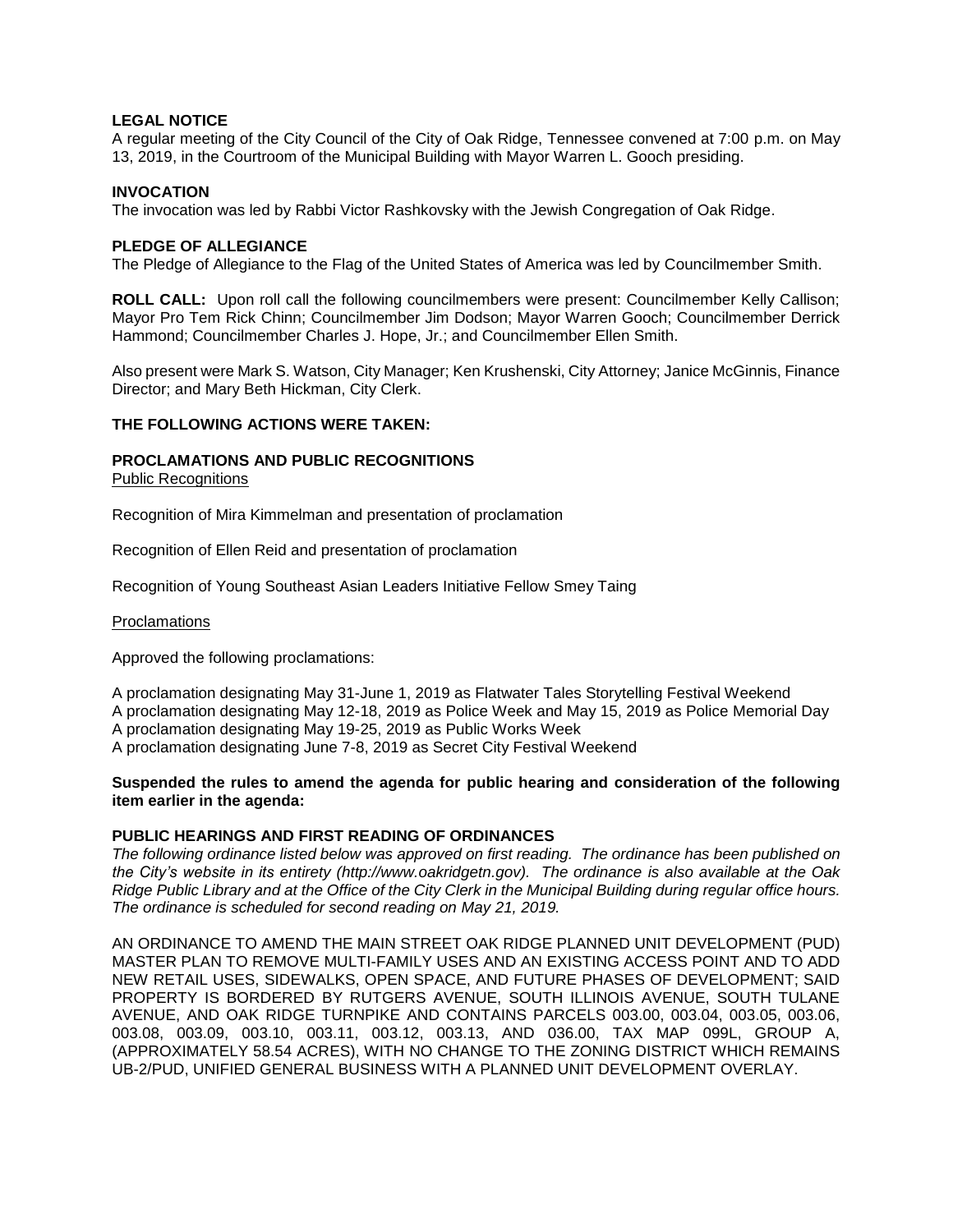**LEGAL NOTICE**

A regular meeting of the City Council of the City of Oak Ridge, Tennessee convened at 7:00 p.m. on May 13, 2019, in the Courtroom of the Municipal Building with Mayor Warren L. Gooch presiding.

**INVOCATION**

The invocation was led by Rabbi Victor Rashkovsky with the Jewish Congregation of Oak Ridge.

**PLEDGE OF ALLEGIANCE**

The Pledge of Allegiance to the Flag of the United States of America was led by Councilmember Smith.

**ROLL CALL:** Upon roll call the following councilmembers were present: Councilmember Kelly Callison; Mayor Pro Tem Rick Chinn; Councilmember Jim Dodson; Mayor Warren Gooch; Councilmember Derrick Hammond; Councilmember Charles J. Hope, Jr.; and Councilmember Ellen Smith.

Also present were Mark S. Watson, City Manager; Ken Krushenski, City Attorney; Janice McGinnis, Finance Director; and Mary Beth Hickman, City Clerk.

**THE FOLLOWING ACTIONS WERE TAKEN:**

**PROCLAMATIONS AND PUBLIC RECOGNITIONS**

Public Recognitions

Recognition of Mira Kimmelman and presentation of proclamation

Recognition of Ellen Reid and presentation of proclamation

Recognition of Young Southeast Asian Leaders Initiative Fellow Smey Taing

Proclamations

Approved the following proclamations:

A proclamation designating May 31-June 1, 2019 as Flatwater Tales Storytelling Festival Weekend
A proclamation designating May 12-18, 2019 as Police Week and May 15, 2019 as Police Memorial Day
A proclamation designating May 19-25, 2019 as Public Works Week
A proclamation designating June 7-8, 2019 as Secret City Festival Weekend

**Suspended the rules to amend the agenda for public hearing and consideration of the following item earlier in the agenda:**

**PUBLIC HEARINGS AND FIRST READING OF ORDINANCES**

*The following ordinance listed below was approved on first reading. The ordinance has been published on the City's website in its entirety (http://www.oakridgetn.gov). The ordinance is also available at the Oak Ridge Public Library and at the Office of the City Clerk in the Municipal Building during regular office hours. The ordinance is scheduled for second reading on May 21, 2019.*

AN ORDINANCE TO AMEND THE MAIN STREET OAK RIDGE PLANNED UNIT DEVELOPMENT (PUD) MASTER PLAN TO REMOVE MULTI-FAMILY USES AND AN EXISTING ACCESS POINT AND TO ADD NEW RETAIL USES, SIDEWALKS, OPEN SPACE, AND FUTURE PHASES OF DEVELOPMENT; SAID PROPERTY IS BORDERED BY RUTGERS AVENUE, SOUTH ILLINOIS AVENUE, SOUTH TULANE AVENUE, AND OAK RIDGE TURNPIKE AND CONTAINS PARCELS 003.00, 003.04, 003.05, 003.06, 003.08, 003.09, 003.10, 003.11, 003.12, 003.13, AND 036.00, TAX MAP 099L, GROUP A, (APPROXIMATELY 58.54 ACRES), WITH NO CHANGE TO THE ZONING DISTRICT WHICH REMAINS UB-2/PUD, UNIFIED GENERAL BUSINESS WITH A PLANNED UNIT DEVELOPMENT OVERLAY.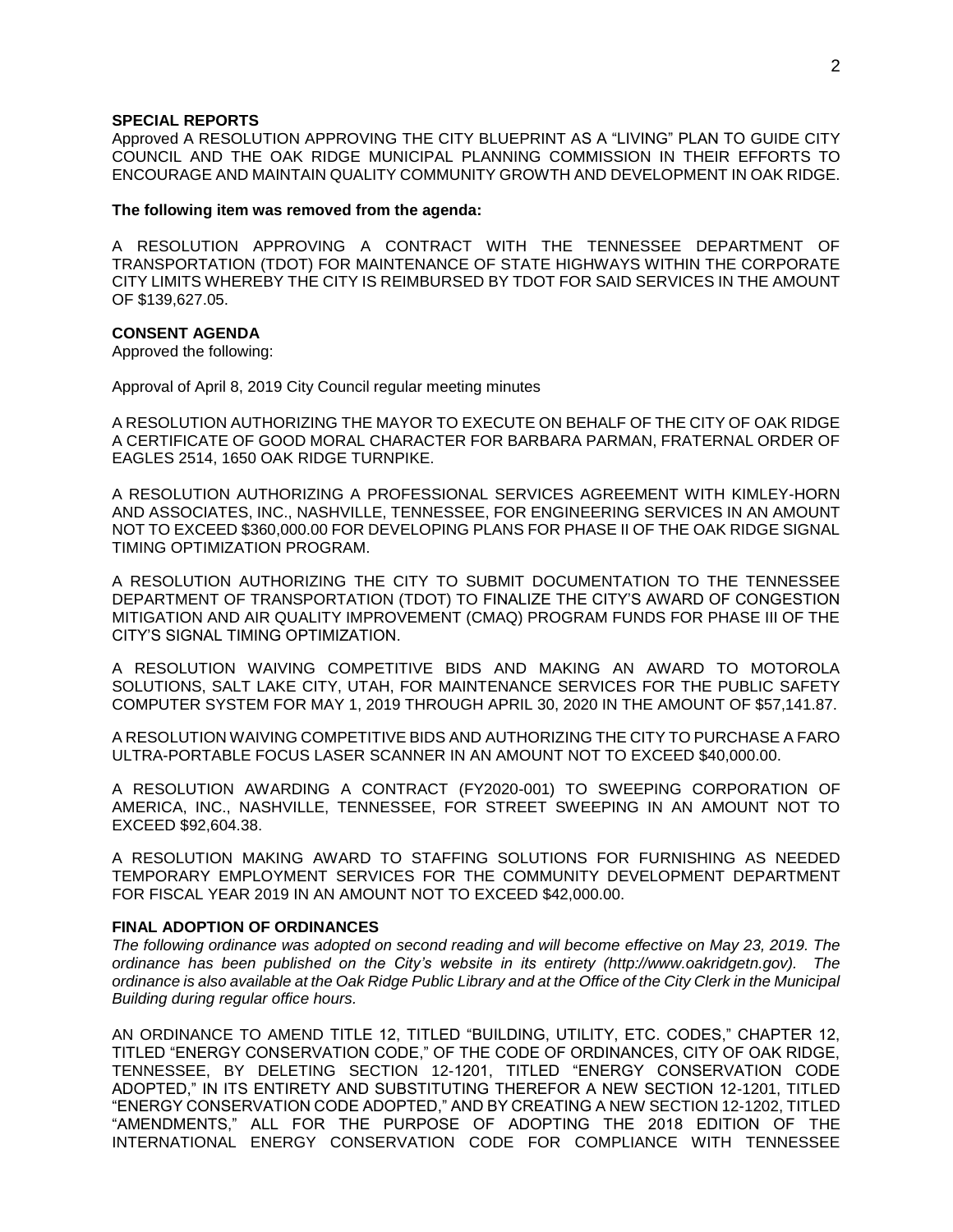**SPECIAL REPORTS**

Approved A RESOLUTION APPROVING THE CITY BLUEPRINT AS A "LIVING" PLAN TO GUIDE CITY COUNCIL AND THE OAK RIDGE MUNICIPAL PLANNING COMMISSION IN THEIR EFFORTS TO ENCOURAGE AND MAINTAIN QUALITY COMMUNITY GROWTH AND DEVELOPMENT IN OAK RIDGE.

**The following item was removed from the agenda:**

A RESOLUTION APPROVING A CONTRACT WITH THE TENNESSEE DEPARTMENT OF TRANSPORTATION (TDOT) FOR MAINTENANCE OF STATE HIGHWAYS WITHIN THE CORPORATE CITY LIMITS WHEREBY THE CITY IS REIMBURSED BY TDOT FOR SAID SERVICES IN THE AMOUNT OF $139,627.05.

**CONSENT AGENDA**

Approved the following:

Approval of April 8, 2019 City Council regular meeting minutes

A RESOLUTION AUTHORIZING THE MAYOR TO EXECUTE ON BEHALF OF THE CITY OF OAK RIDGE A CERTIFICATE OF GOOD MORAL CHARACTER FOR BARBARA PARMAN, FRATERNAL ORDER OF EAGLES 2514, 1650 OAK RIDGE TURNPIKE.

A RESOLUTION AUTHORIZING A PROFESSIONAL SERVICES AGREEMENT WITH KIMLEY-HORN AND ASSOCIATES, INC., NASHVILLE, TENNESSEE, FOR ENGINEERING SERVICES IN AN AMOUNT NOT TO EXCEED $360,000.00 FOR DEVELOPING PLANS FOR PHASE II OF THE OAK RIDGE SIGNAL TIMING OPTIMIZATION PROGRAM.

A RESOLUTION AUTHORIZING THE CITY TO SUBMIT DOCUMENTATION TO THE TENNESSEE DEPARTMENT OF TRANSPORTATION (TDOT) TO FINALIZE THE CITY'S AWARD OF CONGESTION MITIGATION AND AIR QUALITY IMPROVEMENT (CMAQ) PROGRAM FUNDS FOR PHASE III OF THE CITY'S SIGNAL TIMING OPTIMIZATION.

A RESOLUTION WAIVING COMPETITIVE BIDS AND MAKING AN AWARD TO MOTOROLA SOLUTIONS, SALT LAKE CITY, UTAH, FOR MAINTENANCE SERVICES FOR THE PUBLIC SAFETY COMPUTER SYSTEM FOR MAY 1, 2019 THROUGH APRIL 30, 2020 IN THE AMOUNT OF $57,141.87.

A RESOLUTION WAIVING COMPETITIVE BIDS AND AUTHORIZING THE CITY TO PURCHASE A FARO ULTRA-PORTABLE FOCUS LASER SCANNER IN AN AMOUNT NOT TO EXCEED $40,000.00.

A RESOLUTION AWARDING A CONTRACT (FY2020-001) TO SWEEPING CORPORATION OF AMERICA, INC., NASHVILLE, TENNESSEE, FOR STREET SWEEPING IN AN AMOUNT NOT TO EXCEED $92,604.38.

A RESOLUTION MAKING AWARD TO STAFFING SOLUTIONS FOR FURNISHING AS NEEDED TEMPORARY EMPLOYMENT SERVICES FOR THE COMMUNITY DEVELOPMENT DEPARTMENT FOR FISCAL YEAR 2019 IN AN AMOUNT NOT TO EXCEED $42,000.00.

**FINAL ADOPTION OF ORDINANCES**

*The following ordinance was adopted on second reading and will become effective on May 23, 2019. The ordinance has been published on the City's website in its entirety (http://www.oakridgetn.gov). The ordinance is also available at the Oak Ridge Public Library and at the Office of the City Clerk in the Municipal Building during regular office hours.*

AN ORDINANCE TO AMEND TITLE 12, TITLED "BUILDING, UTILITY, ETC. CODES," CHAPTER 12, TITLED "ENERGY CONSERVATION CODE," OF THE CODE OF ORDINANCES, CITY OF OAK RIDGE, TENNESSEE, BY DELETING SECTION 12-1201, TITLED "ENERGY CONSERVATION CODE ADOPTED," IN ITS ENTIRETY AND SUBSTITUTING THEREFOR A NEW SECTION 12-1201, TITLED "ENERGY CONSERVATION CODE ADOPTED," AND BY CREATING A NEW SECTION 12-1202, TITLED "AMENDMENTS," ALL FOR THE PURPOSE OF ADOPTING THE 2018 EDITION OF THE INTERNATIONAL ENERGY CONSERVATION CODE FOR COMPLIANCE WITH TENNESSEE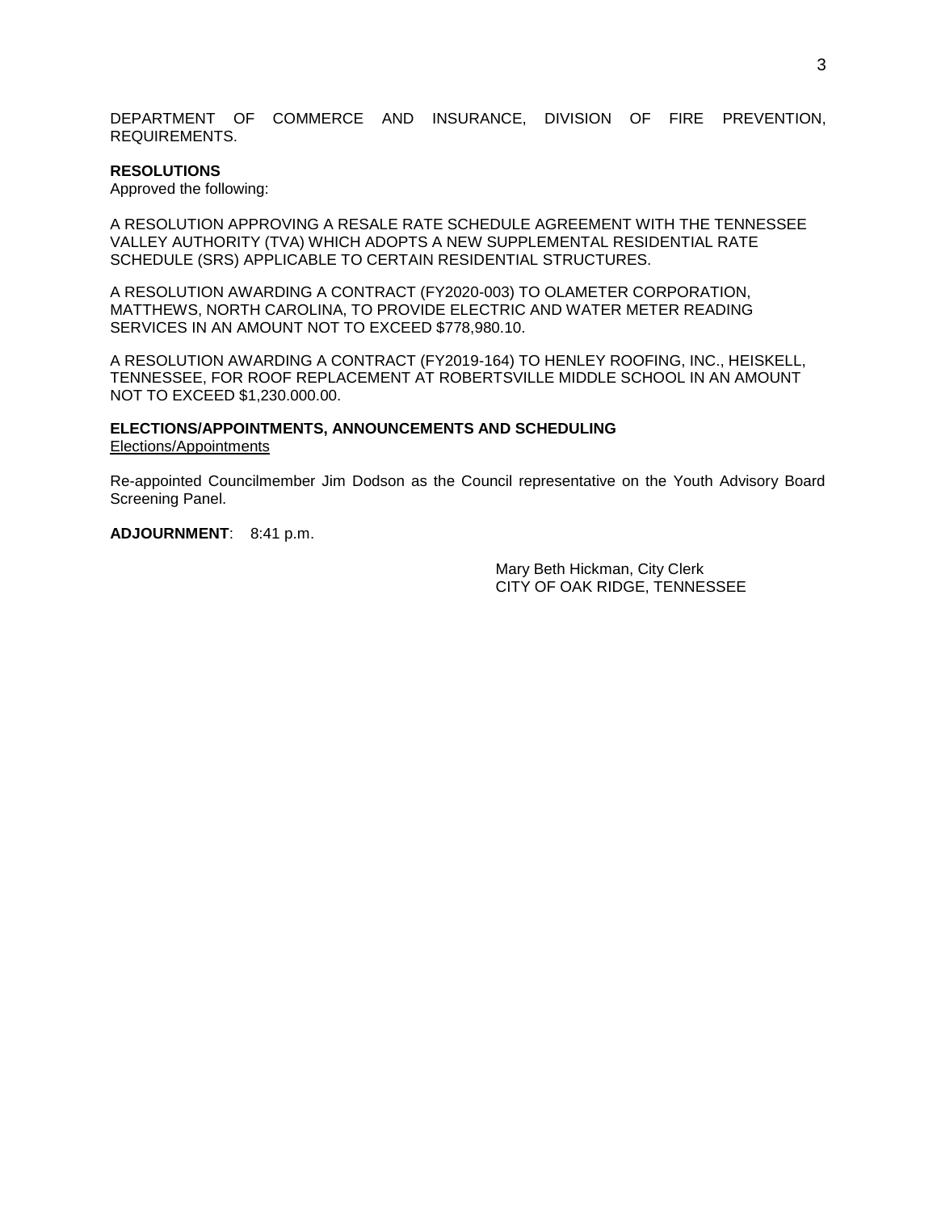DEPARTMENT OF COMMERCE AND INSURANCE, DIVISION OF FIRE PREVENTION, REQUIREMENTS.

**RESOLUTIONS**
Approved the following:

A RESOLUTION APPROVING A RESALE RATE SCHEDULE AGREEMENT WITH THE TENNESSEE VALLEY AUTHORITY (TVA) WHICH ADOPTS A NEW SUPPLEMENTAL RESIDENTIAL RATE SCHEDULE (SRS) APPLICABLE TO CERTAIN RESIDENTIAL STRUCTURES.

A RESOLUTION AWARDING A CONTRACT (FY2020-003) TO OLAMETER CORPORATION, MATTHEWS, NORTH CAROLINA, TO PROVIDE ELECTRIC AND WATER METER READING SERVICES IN AN AMOUNT NOT TO EXCEED $778,980.10.

A RESOLUTION AWARDING A CONTRACT (FY2019-164) TO HENLEY ROOFING, INC., HEISKELL, TENNESSEE, FOR ROOF REPLACEMENT AT ROBERTSVILLE MIDDLE SCHOOL IN AN AMOUNT NOT TO EXCEED $1,230.000.00.

**ELECTIONS/APPOINTMENTS, ANNOUNCEMENTS AND SCHEDULING**
Elections/Appointments

Re-appointed Councilmember Jim Dodson as the Council representative on the Youth Advisory Board Screening Panel.

**ADJOURNMENT**: 8:41 p.m.

Mary Beth Hickman, City Clerk
CITY OF OAK RIDGE, TENNESSEE